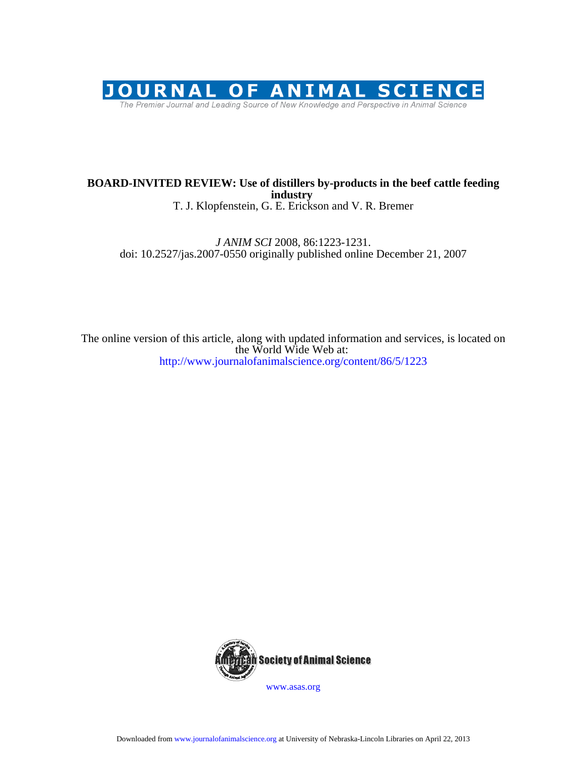JOURNAL OF ANIMAL SCIENCE

The Premier Journal and Leading Source of New Knowledge and Perspective in Animal Science

**BOARD-INVITED REVIEW: Use of distillers by-products in the beef cattle feeding industry**

T. J. Klopfenstein, G. E. Erickson and V. R. Bremer

*J ANIM SCI* 2008, 86:1223-1231.
doi: 10.2527/jas.2007-0550 originally published online December 21, 2007

The online version of this article, along with updated information and services, is located on the World Wide Web at:
http://www.journalofanimalscience.org/content/86/5/1223

American Society of Animal Science

www.asas.org

Downloaded from www.journalofanimalscience.org at University of Nebraska-Lincoln Libraries on April 22, 2013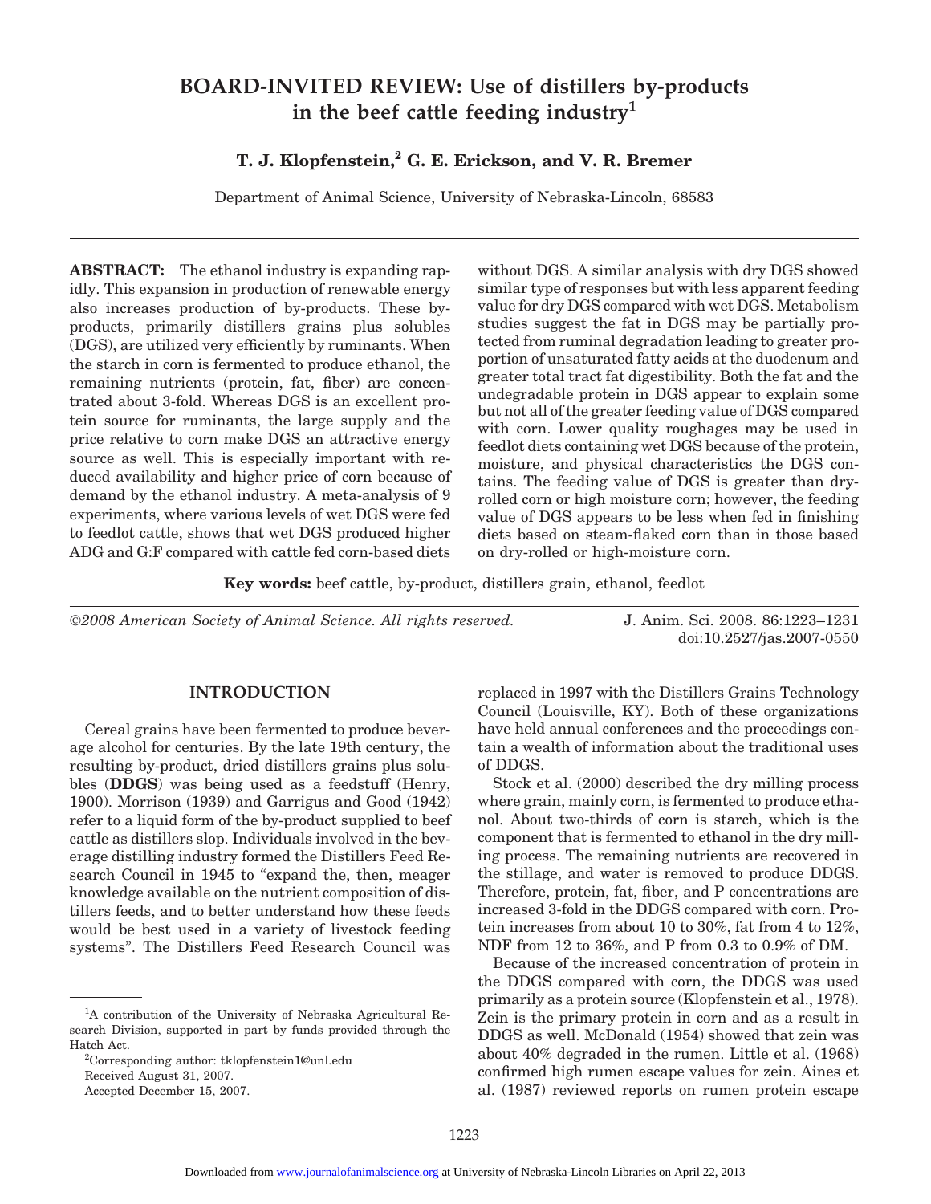# BOARD-INVITED REVIEW: Use of distillers by-products in the beef cattle feeding industry[1]

**T. J. Klopfenstein,[2] G. E. Erickson, and V. R. Bremer**

Department of Animal Science, University of Nebraska-Lincoln, 68583

**ABSTRACT:** The ethanol industry is expanding rapidly. This expansion in production of renewable energy also increases production of by-products. These by-products, primarily distillers grains plus solubles (DGS), are utilized very efficiently by ruminants. When the starch in corn is fermented to produce ethanol, the remaining nutrients (protein, fat, fiber) are concentrated about 3-fold. Whereas DGS is an excellent protein source for ruminants, the large supply and the price relative to corn make DGS an attractive energy source as well. This is especially important with reduced availability and higher price of corn because of demand by the ethanol industry. A meta-analysis of 9 experiments, where various levels of wet DGS were fed to feedlot cattle, shows that wet DGS produced higher ADG and G:F compared with cattle fed corn-based diets without DGS. A similar analysis with dry DGS showed similar type of responses but with less apparent feeding value for dry DGS compared with wet DGS. Metabolism studies suggest the fat in DGS may be partially protected from ruminal degradation leading to greater proportion of unsaturated fatty acids at the duodenum and greater total tract fat digestibility. Both the fat and the undegradable protein in DGS appear to explain some but not all of the greater feeding value of DGS compared with corn. Lower quality roughages may be used in feedlot diets containing wet DGS because of the protein, moisture, and physical characteristics the DGS contains. The feeding value of DGS is greater than dry-rolled corn or high moisture corn; however, the feeding value of DGS appears to be less when fed in finishing diets based on steam-flaked corn than in those based on dry-rolled or high-moisture corn.

**Key words:** beef cattle, by-product, distillers grain, ethanol, feedlot

*©2008 American Society of Animal Science. All rights reserved.* J. Anim. Sci. 2008. 86:1223–1231 doi:10.2527/jas.2007-0550

## INTRODUCTION

Cereal grains have been fermented to produce beverage alcohol for centuries. By the late 19th century, the resulting by-product, dried distillers grains plus solubles (**DDGS**) was being used as a feedstuff (Henry, 1900). Morrison (1939) and Garrigus and Good (1942) refer to a liquid form of the by-product supplied to beef cattle as distillers slop. Individuals involved in the beverage distilling industry formed the Distillers Feed Research Council in 1945 to "expand the, then, meager knowledge available on the nutrient composition of distillers feeds, and to better understand how these feeds would be best used in a variety of livestock feeding systems". The Distillers Feed Research Council was replaced in 1997 with the Distillers Grains Technology Council (Louisville, KY). Both of these organizations have held annual conferences and the proceedings contain a wealth of information about the traditional uses of DDGS.

Stock et al. (2000) described the dry milling process where grain, mainly corn, is fermented to produce ethanol. About two-thirds of corn is starch, which is the component that is fermented to ethanol in the dry milling process. The remaining nutrients are recovered in the stillage, and water is removed to produce DDGS. Therefore, protein, fat, fiber, and P concentrations are increased 3-fold in the DDGS compared with corn. Protein increases from about 10 to 30%, fat from 4 to 12%, NDF from 12 to 36%, and P from 0.3 to 0.9% of DM.

Because of the increased concentration of protein in the DDGS compared with corn, the DDGS was used primarily as a protein source (Klopfenstein et al., 1978). Zein is the primary protein in corn and as a result in DDGS as well. McDonald (1954) showed that zein was about 40% degraded in the rumen. Little et al. (1968) confirmed high rumen escape values for zein. Aines et al. (1987) reviewed reports on rumen protein escape

[1]A contribution of the University of Nebraska Agricultural Research Division, supported in part by funds provided through the Hatch Act.

[2]Corresponding author: tklopfenstein1@unl.edu

Received August 31, 2007.

Accepted December 15, 2007.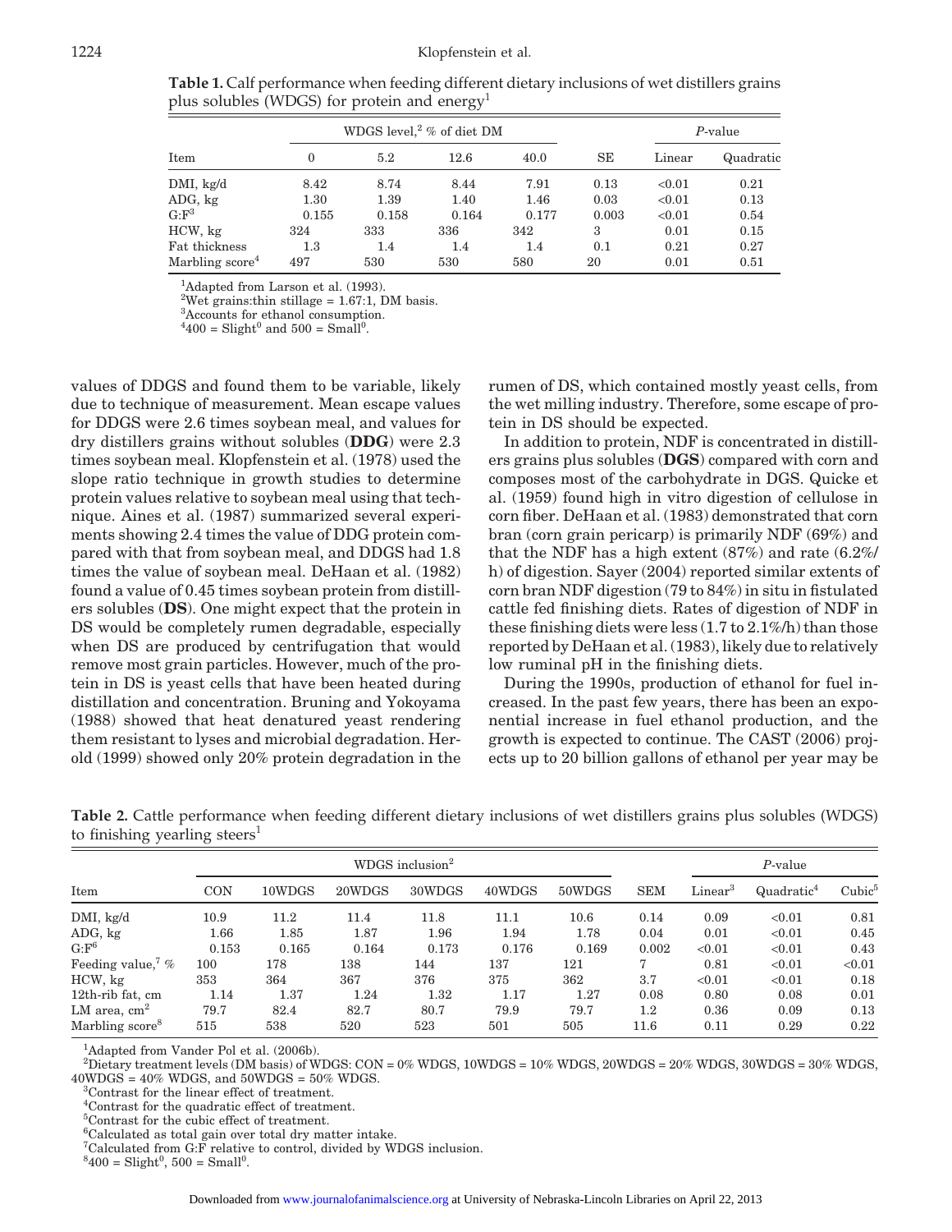**Table 1.** Calf performance when feeding different dietary inclusions of wet distillers grains plus solubles (WDGS) for protein and energy[1]

| Item | WDGS level,[2] % of diet DM | | | | SE | *P*-value | |
|---|---|---|---|---|---|---|---|
| | 0 | 5.2 | 12.6 | 40.0 | | Linear | Quadratic |
| DMI, kg/d | 8.42 | 8.74 | 8.44 | 7.91 | 0.13 | <0.01 | 0.21 |
| ADG, kg | 1.30 | 1.39 | 1.40 | 1.46 | 0.03 | <0.01 | 0.13 |
| G:F[3] | 0.155 | 0.158 | 0.164 | 0.177 | 0.003 | <0.01 | 0.54 |
| HCW, kg | 324 | 333 | 336 | 342 | 3 | 0.01 | 0.15 |
| Fat thickness | 1.3 | 1.4 | 1.4 | 1.4 | 0.1 | 0.21 | 0.27 |
| Marbling score[4] | 497 | 530 | 530 | 580 | 20 | 0.01 | 0.51 |

[1]Adapted from Larson et al. (1993).
[2]Wet grains:thin stillage = 1.67:1, DM basis.
[3]Accounts for ethanol consumption.
[4]400 = Slight[0] and 500 = Small[0].

values of DDGS and found them to be variable, likely due to technique of measurement. Mean escape values for DDGS were 2.6 times soybean meal, and values for dry distillers grains without solubles (**DDG**) were 2.3 times soybean meal. Klopfenstein et al. (1978) used the slope ratio technique in growth studies to determine protein values relative to soybean meal using that technique. Aines et al. (1987) summarized several experiments showing 2.4 times the value of DDG protein compared with that from soybean meal, and DDGS had 1.8 times the value of soybean meal. DeHaan et al. (1982) found a value of 0.45 times soybean protein from distillers solubles (**DS**). One might expect that the protein in DS would be completely rumen degradable, especially when DS are produced by centrifugation that would remove most grain particles. However, much of the protein in DS is yeast cells that have been heated during distillation and concentration. Bruning and Yokoyama (1988) showed that heat denatured yeast rendering them resistant to lyses and microbial degradation. Herold (1999) showed only 20% protein degradation in the rumen of DS, which contained mostly yeast cells, from the wet milling industry. Therefore, some escape of protein in DS should be expected.

In addition to protein, NDF is concentrated in distillers grains plus solubles (**DGS**) compared with corn and composes most of the carbohydrate in DGS. Quicke et al. (1959) found high in vitro digestion of cellulose in corn fiber. DeHaan et al. (1983) demonstrated that corn bran (corn grain pericarp) is primarily NDF (69%) and that the NDF has a high extent (87%) and rate (6.2%/h) of digestion. Sayer (2004) reported similar extents of corn bran NDF digestion (79 to 84%) in situ in fistulated cattle fed finishing diets. Rates of digestion of NDF in these finishing diets were less (1.7 to 2.1%/h) than those reported by DeHaan et al. (1983), likely due to relatively low ruminal pH in the finishing diets.

During the 1990s, production of ethanol for fuel increased. In the past few years, there has been an exponential increase in fuel ethanol production, and the growth is expected to continue. The CAST (2006) projects up to 20 billion gallons of ethanol per year may be

**Table 2.** Cattle performance when feeding different dietary inclusions of wet distillers grains plus solubles (WDGS) to finishing yearling steers[1]

| Item | WDGS inclusion[2] | | | | | | SEM | *P*-value | | |
|---|---|---|---|---|---|---|---|---|---|---|
| | CON | 10WDGS | 20WDGS | 30WDGS | 40WDGS | 50WDGS | | Linear[3] | Quadratic[4] | Cubic[5] |
| DMI, kg/d | 10.9 | 11.2 | 11.4 | 11.8 | 11.1 | 10.6 | 0.14 | 0.09 | <0.01 | 0.81 |
| ADG, kg | 1.66 | 1.85 | 1.87 | 1.96 | 1.94 | 1.78 | 0.04 | 0.01 | <0.01 | 0.45 |
| G:F[6] | 0.153 | 0.165 | 0.164 | 0.173 | 0.176 | 0.169 | 0.002 | <0.01 | <0.01 | 0.43 |
| Feeding value,[7] % | 100 | 178 | 138 | 144 | 137 | 121 | 7 | 0.81 | <0.01 | <0.01 |
| HCW, kg | 353 | 364 | 367 | 376 | 375 | 362 | 3.7 | <0.01 | <0.01 | 0.18 |
| 12th-rib fat, cm | 1.14 | 1.37 | 1.24 | 1.32 | 1.17 | 1.27 | 0.08 | 0.80 | 0.08 | 0.01 |
| LM area, cm$^2$ | 79.7 | 82.4 | 82.7 | 80.7 | 79.9 | 79.7 | 1.2 | 0.36 | 0.09 | 0.13 |
| Marbling score[8] | 515 | 538 | 520 | 523 | 501 | 505 | 11.6 | 0.11 | 0.29 | 0.22 |

[1]Adapted from Vander Pol et al. (2006b).
[2]Dietary treatment levels (DM basis) of WDGS: CON = 0% WDGS, 10WDGS = 10% WDGS, 20WDGS = 20% WDGS, 30WDGS = 30% WDGS, 40WDGS = 40% WDGS, and 50WDGS = 50% WDGS.
[3]Contrast for the linear effect of treatment.
[4]Contrast for the quadratic effect of treatment.
[5]Contrast for the cubic effect of treatment.
[6]Calculated as total gain over total dry matter intake.
[7]Calculated from G:F relative to control, divided by WDGS inclusion.
[8]400 = Slight[0], 500 = Small[0].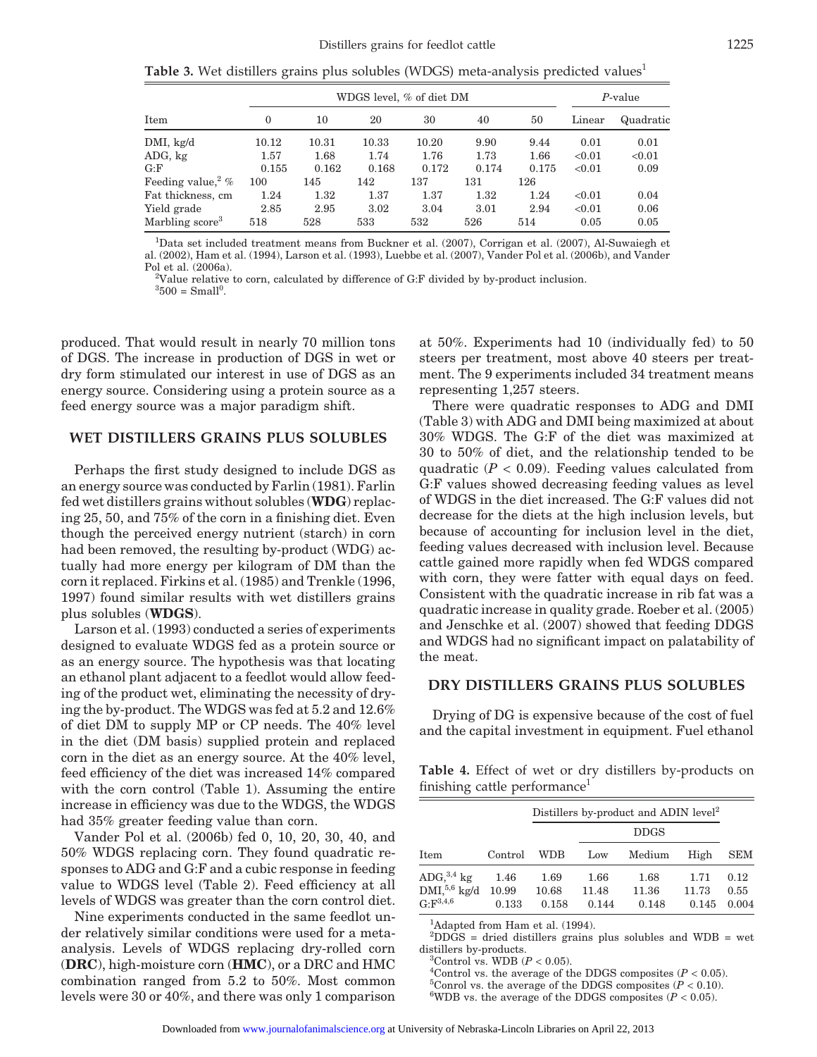**Table 3.** Wet distillers grains plus solubles (WDGS) meta-analysis predicted values[1]

| Item | WDGS level, % of diet DM | | | | | | *P*-value | |
|---|---|---|---|---|---|---|---|---|
| | 0 | 10 | 20 | 30 | 40 | 50 | Linear | Quadratic |
| DMI, kg/d | 10.12 | 10.31 | 10.33 | 10.20 | 9.90 | 9.44 | 0.01 | 0.01 |
| ADG, kg | 1.57 | 1.68 | 1.74 | 1.76 | 1.73 | 1.66 | <0.01 | <0.01 |
| G:F | 0.155 | 0.162 | 0.168 | 0.172 | 0.174 | 0.175 | <0.01 | 0.09 |
| Feeding value,[2] % | 100 | 145 | 142 | 137 | 131 | 126 | | |
| Fat thickness, cm | 1.24 | 1.32 | 1.37 | 1.37 | 1.32 | 1.24 | <0.01 | 0.04 |
| Yield grade | 2.85 | 2.95 | 3.02 | 3.04 | 3.01 | 2.94 | <0.01 | 0.06 |
| Marbling score[3] | 518 | 528 | 533 | 532 | 526 | 514 | 0.05 | 0.05 |

[1]Data set included treatment means from Buckner et al. (2007), Corrigan et al. (2007), Al-Suwaiegh et al. (2002), Ham et al. (1994), Larson et al. (1993), Luebbe et al. (2007), Vander Pol et al. (2006b), and Vander Pol et al. (2006a).

[2]Value relative to corn, calculated by difference of G:F divided by by-product inclusion.

[3]500 = Small[0].

produced. That would result in nearly 70 million tons of DGS. The increase in production of DGS in wet or dry form stimulated our interest in use of DGS as an energy source. Considering using a protein source as a feed energy source was a major paradigm shift.

## WET DISTILLERS GRAINS PLUS SOLUBLES

Perhaps the first study designed to include DGS as an energy source was conducted by Farlin (1981). Farlin fed wet distillers grains without solubles (**WDG**) replacing 25, 50, and 75% of the corn in a finishing diet. Even though the perceived energy nutrient (starch) in corn had been removed, the resulting by-product (WDG) actually had more energy per kilogram of DM than the corn it replaced. Firkins et al. (1985) and Trenkle (1996, 1997) found similar results with wet distillers grains plus solubles (**WDGS**).

Larson et al. (1993) conducted a series of experiments designed to evaluate WDGS fed as a protein source or as an energy source. The hypothesis was that locating an ethanol plant adjacent to a feedlot would allow feeding of the product wet, eliminating the necessity of drying the by-product. The WDGS was fed at 5.2 and 12.6% of diet DM to supply MP or CP needs. The 40% level in the diet (DM basis) supplied protein and replaced corn in the diet as an energy source. At the 40% level, feed efficiency of the diet was increased 14% compared with the corn control (Table 1). Assuming the entire increase in efficiency was due to the WDGS, the WDGS had 35% greater feeding value than corn.

Vander Pol et al. (2006b) fed 0, 10, 20, 30, 40, and 50% WDGS replacing corn. They found quadratic responses to ADG and G:F and a cubic response in feeding value to WDGS level (Table 2). Feed efficiency at all levels of WDGS was greater than the corn control diet.

Nine experiments conducted in the same feedlot under relatively similar conditions were used for a meta-analysis. Levels of WDGS replacing dry-rolled corn (**DRC**), high-moisture corn (**HMC**), or a DRC and HMC combination ranged from 5.2 to 50%. Most common levels were 30 or 40%, and there was only 1 comparison at 50%. Experiments had 10 (individually fed) to 50 steers per treatment, most above 40 steers per treatment. The 9 experiments included 34 treatment means representing 1,257 steers.

There were quadratic responses to ADG and DMI (Table 3) with ADG and DMI being maximized at about 30% WDGS. The G:F of the diet was maximized at 30 to 50% of diet, and the relationship tended to be quadratic ($P < 0.09$). Feeding values calculated from G:F values showed decreasing feeding values as level of WDGS in the diet increased. The G:F values did not decrease for the diets at the high inclusion levels, but because of accounting for inclusion level in the diet, feeding values decreased with inclusion level. Because cattle gained more rapidly when fed WDGS compared with corn, they were fatter with equal days on feed. Consistent with the quadratic increase in rib fat was a quadratic increase in quality grade. Roeber et al. (2005) and Jenschke et al. (2007) showed that feeding DDGS and WDGS had no significant impact on palatability of the meat.

## DRY DISTILLERS GRAINS PLUS SOLUBLES

Drying of DG is expensive because of the cost of fuel and the capital investment in equipment. Fuel ethanol

**Table 4.** Effect of wet or dry distillers by-products on finishing cattle performance[1]

| Item | Distillers by-product and ADIN level[2] | | | | | |
|---|---|---|---|---|---|---|
| | | | DDGS | | | |
| | Control | WDB | Low | Medium | High | SEM |
| ADG,[3,4] kg | 1.46 | 1.69 | 1.66 | 1.68 | 1.71 | 0.12 |
| DMI,[5,6] kg/d | 10.99 | 10.68 | 11.48 | 11.36 | 11.73 | 0.55 |
| G:F[3,4,6] | 0.133 | 0.158 | 0.144 | 0.148 | 0.145 | 0.004 |

[1]Adapted from Ham et al. (1994).

[2]DDGS = dried distillers grains plus solubles and WDB = wet distillers by-products.

[3]Control vs. WDB ($P < 0.05$).

[4]Control vs. the average of the DDGS composites ($P < 0.05$).

[5]Conrol vs. the average of the DDGS composites ($P < 0.10$).

[6]WDB vs. the average of the DDGS composites ($P < 0.05$).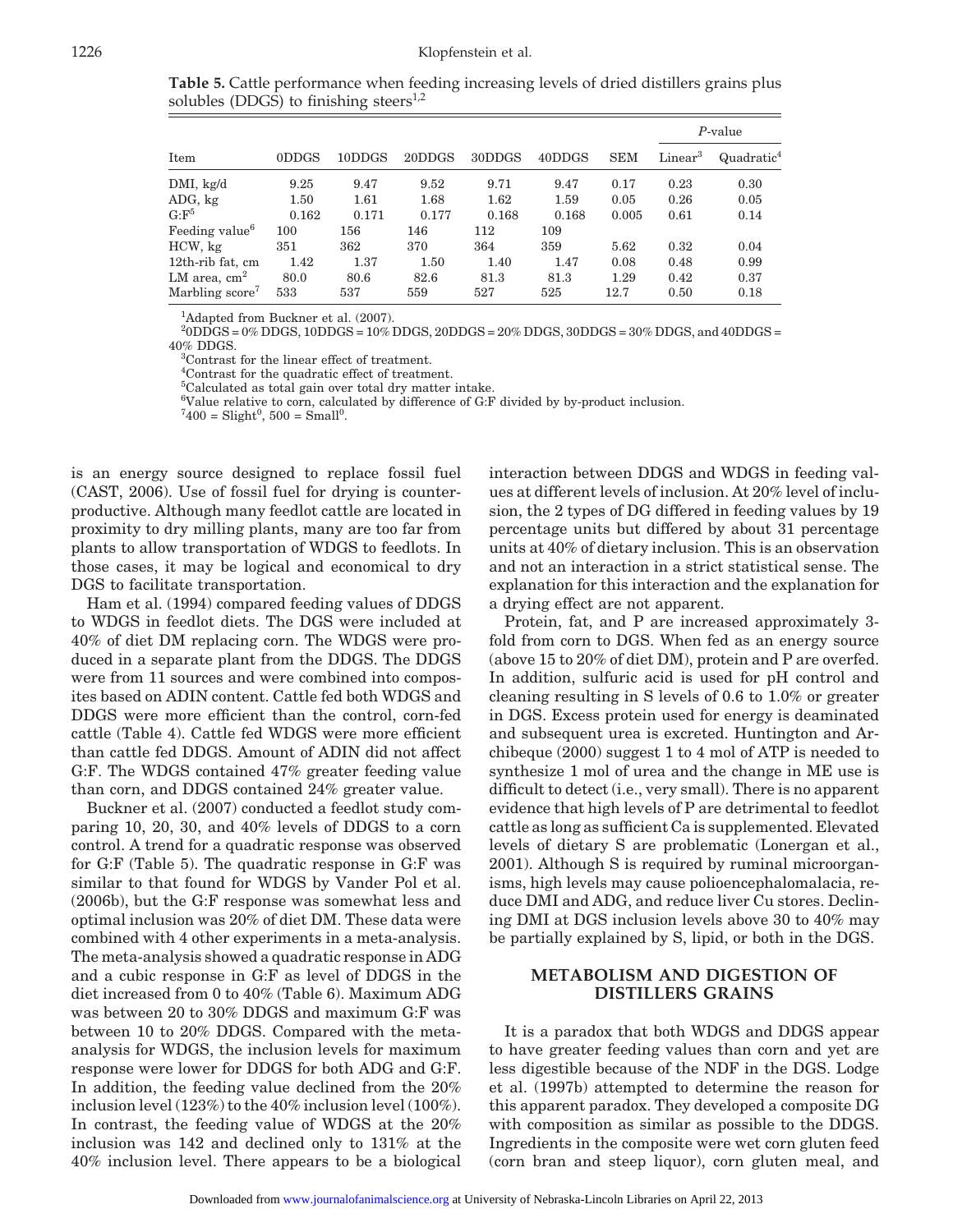**Table 5.** Cattle performance when feeding increasing levels of dried distillers grains plus solubles (DDGS) to finishing steers[1,2]

| Item | 0DDGS | 10DDGS | 20DDGS | 30DDGS | 40DDGS | SEM | P-value | |
|---|---|---|---|---|---|---|---|---|
| | | | | | | | Linear[3] | Quadratic[4] |
| DMI, kg/d | 9.25 | 9.47 | 9.52 | 9.71 | 9.47 | 0.17 | 0.23 | 0.30 |
| ADG, kg | 1.50 | 1.61 | 1.68 | 1.62 | 1.59 | 0.05 | 0.26 | 0.05 |
| G:F[5] | 0.162 | 0.171 | 0.177 | 0.168 | 0.168 | 0.005 | 0.61 | 0.14 |
| Feeding value[6] | 100 | 156 | 146 | 112 | 109 | | | |
| HCW, kg | 351 | 362 | 370 | 364 | 359 | 5.62 | 0.32 | 0.04 |
| 12th-rib fat, cm | 1.42 | 1.37 | 1.50 | 1.40 | 1.47 | 0.08 | 0.48 | 0.99 |
| LM area, cm$^2$ | 80.0 | 80.6 | 82.6 | 81.3 | 81.3 | 1.29 | 0.42 | 0.37 |
| Marbling score[7] | 533 | 537 | 559 | 527 | 525 | 12.7 | 0.50 | 0.18 |

[1]Adapted from Buckner et al. (2007).

[2]0DDGS = 0% DDGS, 10DDGS = 10% DDGS, 20DDGS = 20% DDGS, 30DDGS = 30% DDGS, and 40DDGS = 40% DDGS.

[3]Contrast for the linear effect of treatment.

[4]Contrast for the quadratic effect of treatment.

[5]Calculated as total gain over total dry matter intake.

[6]Value relative to corn, calculated by difference of G:F divided by by-product inclusion.

[7]400 = Slight$^0$, 500 = Small$^0$.

is an energy source designed to replace fossil fuel (CAST, 2006). Use of fossil fuel for drying is counterproductive. Although many feedlot cattle are located in proximity to dry milling plants, many are too far from plants to allow transportation of WDGS to feedlots. In those cases, it may be logical and economical to dry DGS to facilitate transportation.

Ham et al. (1994) compared feeding values of DDGS to WDGS in feedlot diets. The DGS were included at 40% of diet DM replacing corn. The WDGS were produced in a separate plant from the DDGS. The DDGS were from 11 sources and were combined into composites based on ADIN content. Cattle fed both WDGS and DDGS were more efficient than the control, corn-fed cattle (Table 4). Cattle fed WDGS were more efficient than cattle fed DDGS. Amount of ADIN did not affect G:F. The WDGS contained 47% greater feeding value than corn, and DDGS contained 24% greater value.

Buckner et al. (2007) conducted a feedlot study comparing 10, 20, 30, and 40% levels of DDGS to a corn control. A trend for a quadratic response was observed for G:F (Table 5). The quadratic response in G:F was similar to that found for WDGS by Vander Pol et al. (2006b), but the G:F response was somewhat less and optimal inclusion was 20% of diet DM. These data were combined with 4 other experiments in a meta-analysis. The meta-analysis showed a quadratic response in ADG and a cubic response in G:F as level of DDGS in the diet increased from 0 to 40% (Table 6). Maximum ADG was between 20 to 30% DDGS and maximum G:F was between 10 to 20% DDGS. Compared with the meta-analysis for WDGS, the inclusion levels for maximum response were lower for DDGS for both ADG and G:F. In addition, the feeding value declined from the 20% inclusion level (123%) to the 40% inclusion level (100%). In contrast, the feeding value of WDGS at the 20% inclusion was 142 and declined only to 131% at the 40% inclusion level. There appears to be a biological interaction between DDGS and WDGS in feeding values at different levels of inclusion. At 20% level of inclusion, the 2 types of DG differed in feeding values by 19 percentage units but differed by about 31 percentage units at 40% of dietary inclusion. This is an observation and not an interaction in a strict statistical sense. The explanation for this interaction and the explanation for a drying effect are not apparent.

Protein, fat, and P are increased approximately 3-fold from corn to DGS. When fed as an energy source (above 15 to 20% of diet DM), protein and P are overfed. In addition, sulfuric acid is used for pH control and cleaning resulting in S levels of 0.6 to 1.0% or greater in DGS. Excess protein used for energy is deaminated and subsequent urea is excreted. Huntington and Archibeque (2000) suggest 1 to 4 mol of ATP is needed to synthesize 1 mol of urea and the change in ME use is difficult to detect (i.e., very small). There is no apparent evidence that high levels of P are detrimental to feedlot cattle as long as sufficient Ca is supplemented. Elevated levels of dietary S are problematic (Lonergan et al., 2001). Although S is required by ruminal microorganisms, high levels may cause polioencephalomalacia, reduce DMI and ADG, and reduce liver Cu stores. Declining DMI at DGS inclusion levels above 30 to 40% may be partially explained by S, lipid, or both in the DGS.

## METABOLISM AND DIGESTION OF DISTILLERS GRAINS

It is a paradox that both WDGS and DDGS appear to have greater feeding values than corn and yet are less digestible because of the NDF in the DGS. Lodge et al. (1997b) attempted to determine the reason for this apparent paradox. They developed a composite DG with composition as similar as possible to the DDGS. Ingredients in the composite were wet corn gluten feed (corn bran and steep liquor), corn gluten meal, and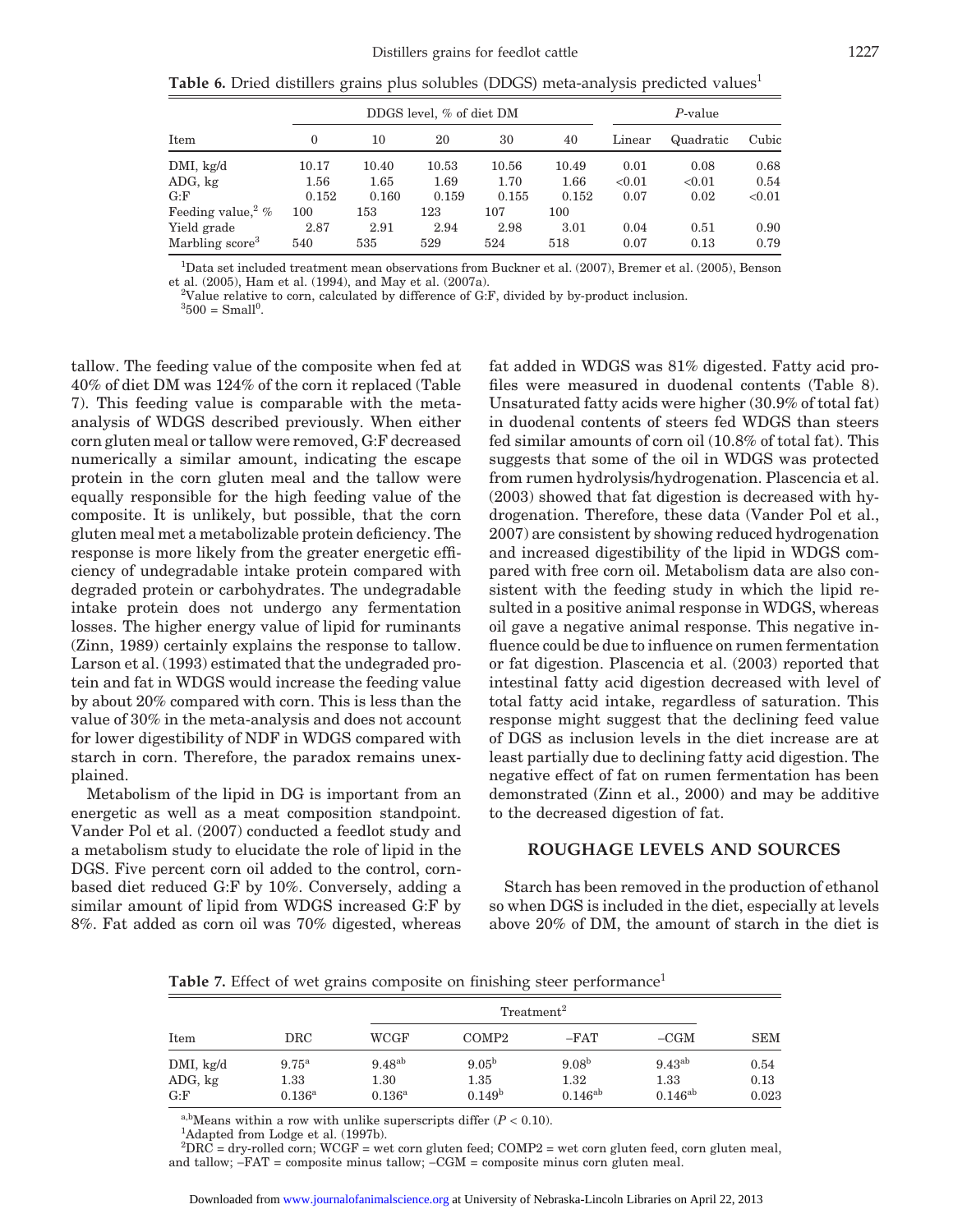**Table 6.** Dried distillers grains plus solubles (DDGS) meta-analysis predicted values[1]

| Item | DDGS level, % of diet DM | | | | | *P*-value | | |
|---|---|---|---|---|---|---|---|---|
| | 0 | 10 | 20 | 30 | 40 | Linear | Quadratic | Cubic |
| DMI, kg/d | 10.17 | 10.40 | 10.53 | 10.56 | 10.49 | 0.01 | 0.08 | 0.68 |
| ADG, kg | 1.56 | 1.65 | 1.69 | 1.70 | 1.66 | <0.01 | <0.01 | 0.54 |
| G:F | 0.152 | 0.160 | 0.159 | 0.155 | 0.152 | 0.07 | 0.02 | <0.01 |
| Feeding value,[2] % | 100 | 153 | 123 | 107 | 100 | | | |
| Yield grade | 2.87 | 2.91 | 2.94 | 2.98 | 3.01 | 0.04 | 0.51 | 0.90 |
| Marbling score[3] | 540 | 535 | 529 | 524 | 518 | 0.07 | 0.13 | 0.79 |

[1]Data set included treatment mean observations from Buckner et al. (2007), Bremer et al. (2005), Benson et al. (2005), Ham et al. (1994), and May et al. (2007a).

[2]Value relative to corn, calculated by difference of G:F, divided by by-product inclusion.

[3]500 = Small[0].

tallow. The feeding value of the composite when fed at 40% of diet DM was 124% of the corn it replaced (Table 7). This feeding value is comparable with the meta-analysis of WDGS described previously. When either corn gluten meal or tallow were removed, G:F decreased numerically a similar amount, indicating the escape protein in the corn gluten meal and the tallow were equally responsible for the high feeding value of the composite. It is unlikely, but possible, that the corn gluten meal met a metabolizable protein deficiency. The response is more likely from the greater energetic efficiency of undegradable intake protein compared with degraded protein or carbohydrates. The undegradable intake protein does not undergo any fermentation losses. The higher energy value of lipid for ruminants (Zinn, 1989) certainly explains the response to tallow. Larson et al. (1993) estimated that the undegraded protein and fat in WDGS would increase the feeding value by about 20% compared with corn. This is less than the value of 30% in the meta-analysis and does not account for lower digestibility of NDF in WDGS compared with starch in corn. Therefore, the paradox remains unexplained.

Metabolism of the lipid in DG is important from an energetic as well as a meat composition standpoint. Vander Pol et al. (2007) conducted a feedlot study and a metabolism study to elucidate the role of lipid in the DGS. Five percent corn oil added to the control, corn-based diet reduced G:F by 10%. Conversely, adding a similar amount of lipid from WDGS increased G:F by 8%. Fat added as corn oil was 70% digested, whereas fat added in WDGS was 81% digested. Fatty acid profiles were measured in duodenal contents (Table 8). Unsaturated fatty acids were higher (30.9% of total fat) in duodenal contents of steers fed WDGS than steers fed similar amounts of corn oil (10.8% of total fat). This suggests that some of the oil in WDGS was protected from rumen hydrolysis/hydrogenation. Plascencia et al. (2003) showed that fat digestion is decreased with hydrogenation. Therefore, these data (Vander Pol et al., 2007) are consistent by showing reduced hydrogenation and increased digestibility of the lipid in WDGS compared with free corn oil. Metabolism data are also consistent with the feeding study in which the lipid resulted in a positive animal response in WDGS, whereas oil gave a negative animal response. This negative influence could be due to influence on rumen fermentation or fat digestion. Plascencia et al. (2003) reported that intestinal fatty acid digestion decreased with level of total fatty acid intake, regardless of saturation. This response might suggest that the declining feed value of DGS as inclusion levels in the diet increase are at least partially due to declining fatty acid digestion. The negative effect of fat on rumen fermentation has been demonstrated (Zinn et al., 2000) and may be additive to the decreased digestion of fat.

## ROUGHAGE LEVELS AND SOURCES

Starch has been removed in the production of ethanol so when DGS is included in the diet, especially at levels above 20% of DM, the amount of starch in the diet is

**Table 7.** Effect of wet grains composite on finishing steer performance[1]

| Item | DRC | Treatment[2] | | | | SEM |
|---|---|---|---|---|---|---|
| | | WCGF | COMP2 | –FAT | –CGM | |
| DMI, kg/d | 9.75[a] | 9.48[ab] | 9.05[b] | 9.08[b] | 9.43[ab] | 0.54 |
| ADG, kg | 1.33 | 1.30 | 1.35 | 1.32 | 1.33 | 0.13 |
| G:F | 0.136[a] | 0.136[a] | 0.149[b] | 0.146[ab] | 0.146[ab] | 0.023 |

[a,b]Means within a row with unlike superscripts differ ($P < 0.10$).

[1]Adapted from Lodge et al. (1997b).

[2]DRC = dry-rolled corn; WCGF = wet corn gluten feed; COMP2 = wet corn gluten feed, corn gluten meal, and tallow; –FAT = composite minus tallow; –CGM = composite minus corn gluten meal.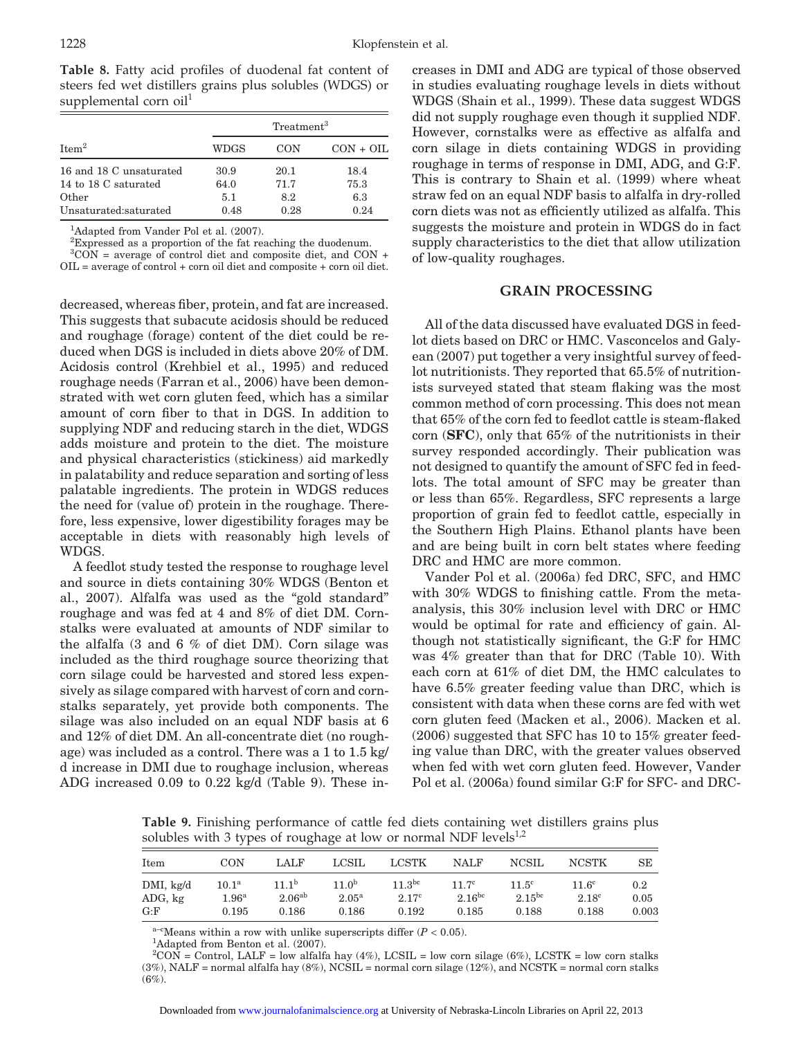**Table 8.** Fatty acid profiles of duodenal fat content of steers fed wet distillers grains plus solubles (WDGS) or supplemental corn oil[1]

| Item[2] | Treatment[3] | | |
|---|---|---|---|
| | WDGS | CON | CON + OIL |
| 16 and 18 C unsaturated | 30.9 | 20.1 | 18.4 |
| 14 to 18 C saturated | 64.0 | 71.7 | 75.3 |
| Other | 5.1 | 8.2 | 6.3 |
| Unsaturated:saturated | 0.48 | 0.28 | 0.24 |

[1]Adapted from Vander Pol et al. (2007).

[2]Expressed as a proportion of the fat reaching the duodenum.

[3]CON = average of control diet and composite diet, and CON + OIL = average of control + corn oil diet and composite + corn oil diet.

decreased, whereas fiber, protein, and fat are increased. This suggests that subacute acidosis should be reduced and roughage (forage) content of the diet could be reduced when DGS is included in diets above 20% of DM. Acidosis control (Krehbiel et al., 1995) and reduced roughage needs (Farran et al., 2006) have been demonstrated with wet corn gluten feed, which has a similar amount of corn fiber to that in DGS. In addition to supplying NDF and reducing starch in the diet, WDGS adds moisture and protein to the diet. The moisture and physical characteristics (stickiness) aid markedly in palatability and reduce separation and sorting of less palatable ingredients. The protein in WDGS reduces the need for (value of) protein in the roughage. Therefore, less expensive, lower digestibility forages may be acceptable in diets with reasonably high levels of WDGS.

A feedlot study tested the response to roughage level and source in diets containing 30% WDGS (Benton et al., 2007). Alfalfa was used as the "gold standard" roughage and was fed at 4 and 8% of diet DM. Cornstalks were evaluated at amounts of NDF similar to the alfalfa (3 and 6 % of diet DM). Corn silage was included as the third roughage source theorizing that corn silage could be harvested and stored less expensively as silage compared with harvest of corn and cornstalks separately, yet provide both components. The silage was also included on an equal NDF basis at 6 and 12% of diet DM. An all-concentrate diet (no roughage) was included as a control. There was a 1 to 1.5 kg/d increase in DMI due to roughage inclusion, whereas ADG increased 0.09 to 0.22 kg/d (Table 9). These increases in DMI and ADG are typical of those observed in studies evaluating roughage levels in diets without WDGS (Shain et al., 1999). These data suggest WDGS did not supply roughage even though it supplied NDF. However, cornstalks were as effective as alfalfa and corn silage in diets containing WDGS in providing roughage in terms of response in DMI, ADG, and G:F. This is contrary to Shain et al. (1999) where wheat straw fed on an equal NDF basis to alfalfa in dry-rolled corn diets was not as efficiently utilized as alfalfa. This suggests the moisture and protein in WDGS do in fact supply characteristics to the diet that allow utilization of low-quality roughages.

## GRAIN PROCESSING

All of the data discussed have evaluated DGS in feedlot diets based on DRC or HMC. Vasconcelos and Galyean (2007) put together a very insightful survey of feedlot nutritionists. They reported that 65.5% of nutritionists surveyed stated that steam flaking was the most common method of corn processing. This does not mean that 65% of the corn fed to feedlot cattle is steam-flaked corn (**SFC**), only that 65% of the nutritionists in their survey responded accordingly. Their publication was not designed to quantify the amount of SFC fed in feedlots. The total amount of SFC may be greater than or less than 65%. Regardless, SFC represents a large proportion of grain fed to feedlot cattle, especially in the Southern High Plains. Ethanol plants have been and are being built in corn belt states where feeding DRC and HMC are more common.

Vander Pol et al. (2006a) fed DRC, SFC, and HMC with 30% WDGS to finishing cattle. From the meta-analysis, this 30% inclusion level with DRC or HMC would be optimal for rate and efficiency of gain. Although not statistically significant, the G:F for HMC was 4% greater than that for DRC (Table 10). With each corn at 61% of diet DM, the HMC calculates to have 6.5% greater feeding value than DRC, which is consistent with data when these corns are fed with wet corn gluten feed (Macken et al., 2006). Macken et al. (2006) suggested that SFC has 10 to 15% greater feeding value than DRC, with the greater values observed when fed with wet corn gluten feed. However, Vander Pol et al. (2006a) found similar G:F for SFC- and DRC-

**Table 9.** Finishing performance of cattle fed diets containing wet distillers grains plus solubles with 3 types of roughage at low or normal NDF levels[1,2]

| Item | CON | LALF | LCSIL | LCSTK | NALF | NCSIL | NCSTK | SE |
|---|---|---|---|---|---|---|---|---|
| DMI, kg/d | 10.1[a] | 11.1[b] | 11.0[b] | 11.3[bc] | 11.7[c] | 11.5[c] | 11.6[c] | 0.2 |
| ADG, kg | 1.96[a] | 2.06[ab] | 2.05[a] | 2.17[c] | 2.16[bc] | 2.15[bc] | 2.18[c] | 0.05 |
| G:F | 0.195 | 0.186 | 0.186 | 0.192 | 0.185 | 0.188 | 0.188 | 0.003 |

[a–c]Means within a row with unlike superscripts differ ($P < 0.05$).

[1]Adapted from Benton et al. (2007).

[2]CON = Control, LALF = low alfalfa hay (4%), LCSIL = low corn silage (6%), LCSTK = low corn stalks (3%), NALF = normal alfalfa hay (8%), NCSIL = normal corn silage (12%), and NCSTK = normal corn stalks (6%).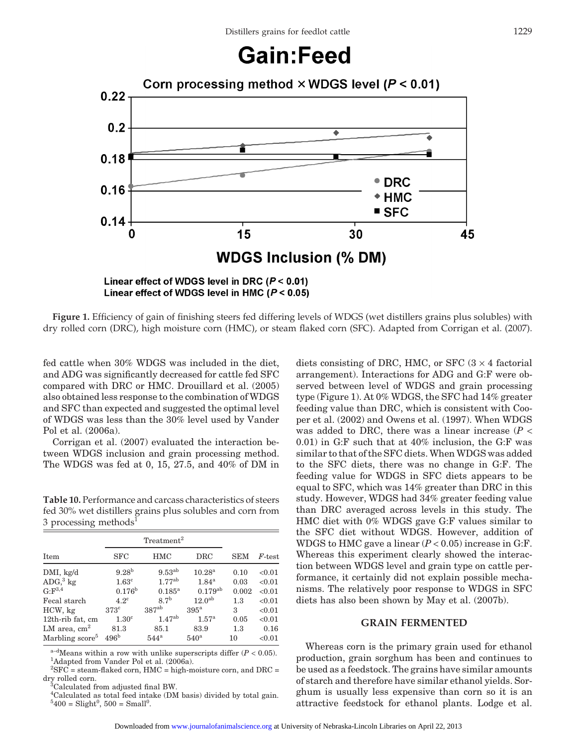Gain:Feed

Corn processing method × WDGS level ($P < 0.01$)

0.22
0.2
0.18
0.16
0.14
0
15
30
45

DRC
HMC
SFC

WDGS Inclusion (% DM)

Linear effect of WDGS level in DRC ($P < 0.01$)
Linear effect of WDGS level in HMC ($P < 0.05$)

**Figure 1.** Efficiency of gain of finishing steers fed differing levels of WDGS (wet distillers grains plus solubles) with dry rolled corn (DRC), high moisture corn (HMC), or steam flaked corn (SFC). Adapted from Corrigan et al. (2007).

fed cattle when 30% WDGS was included in the diet, and ADG was significantly decreased for cattle fed SFC compared with DRC or HMC. Drouillard et al. (2005) also obtained less response to the combination of WDGS and SFC than expected and suggested the optimal level of WDGS was less than the 30% level used by Vander Pol et al. (2006a).

Corrigan et al. (2007) evaluated the interaction between WDGS inclusion and grain processing method. The WDGS was fed at 0, 15, 27.5, and 40% of DM in diets consisting of DRC, HMC, or SFC (3 × 4 factorial arrangement). Interactions for ADG and G:F were observed between level of WDGS and grain processing type (Figure 1). At 0% WDGS, the SFC had 14% greater feeding value than DRC, which is consistent with Cooper et al. (2002) and Owens et al. (1997). When WDGS was added to DRC, there was a linear increase ($P < 0.01$) in G:F such that at 40% inclusion, the G:F was similar to that of the SFC diets. When WDGS was added to the SFC diets, there was no change in G:F. The feeding value for WDGS in SFC diets appears to be equal to SFC, which was 14% greater than DRC in this study. However, WDGS had 34% greater feeding value than DRC averaged across levels in this study. The HMC diet with 0% WDGS gave G:F values similar to the SFC diet without WDGS. However, addition of WDGS to HMC gave a linear ($P < 0.05$) increase in G:F. Whereas this experiment clearly showed the interaction between WDGS level and grain type on cattle performance, it certainly did not explain possible mechanisms. The relatively poor response to WDGS in SFC diets has also been shown by May et al. (2007b).

**Table 10.** Performance and carcass characteristics of steers fed 30% wet distillers grains plus solubles and corn from 3 processing methods[1]

| | Treatment[2] | | | | |
|---|---|---|---|---|---|
| Item | SFC | HMC | DRC | SEM | *F*-test |
| DMI, kg/d | 9.28[b] | 9.53[ab] | 10.28[a] | 0.10 | <0.01 |
| ADG,[3] kg | 1.63[c] | 1.77[ab] | 1.84[a] | 0.03 | <0.01 |
| G:F[3,4] | 0.176[b] | 0.185[a] | 0.179[ab] | 0.002 | <0.01 |
| Fecal starch | 4.2[c] | 8.7[b] | 12.0[ab] | 1.3 | <0.01 |
| HCW, kg | 373[c] | 387[ab] | 395[a] | 3 | <0.01 |
| 12th-rib fat, cm | 1.30[c] | 1.47[ab] | 1.57[a] | 0.05 | <0.01 |
| LM area, cm[2] | 81.3 | 85.1 | 83.9 | 1.3 | 0.16 |
| Marbling score[5] | 496[b] | 544[a] | 540[a] | 10 | <0.01 |

[a–d]Means within a row with unlike superscripts differ ($P < 0.05$).
[1]Adapted from Vander Pol et al. (2006a).
[2]SFC = steam-flaked corn, HMC = high-moisture corn, and DRC = dry rolled corn.
[3]Calculated from adjusted final BW.
[4]Calculated as total feed intake (DM basis) divided by total gain.
[5]400 = Slight[0], 500 = Small[0].

## GRAIN FERMENTED

Whereas corn is the primary grain used for ethanol production, grain sorghum has been and continues to be used as a feedstock. The grains have similar amounts of starch and therefore have similar ethanol yields. Sorghum is usually less expensive than corn so it is an attractive feedstock for ethanol plants. Lodge et al.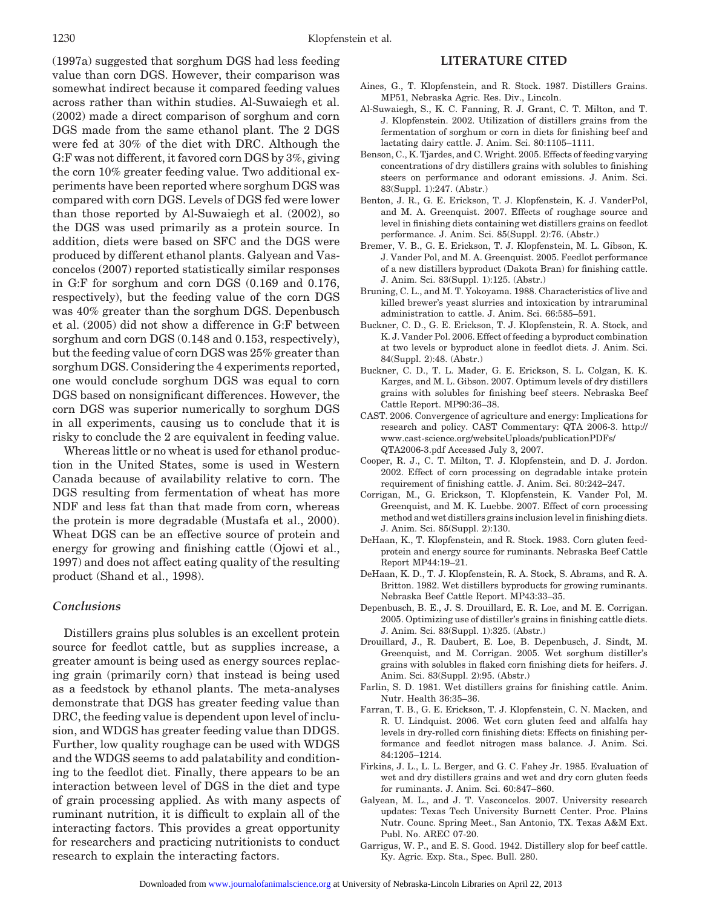(1997a) suggested that sorghum DGS had less feeding value than corn DGS. However, their comparison was somewhat indirect because it compared feeding values across rather than within studies. Al-Suwaiegh et al. (2002) made a direct comparison of sorghum and corn DGS made from the same ethanol plant. The 2 DGS were fed at 30% of the diet with DRC. Although the G:F was not different, it favored corn DGS by 3%, giving the corn 10% greater feeding value. Two additional experiments have been reported where sorghum DGS was compared with corn DGS. Levels of DGS fed were lower than those reported by Al-Suwaiegh et al. (2002), so the DGS was used primarily as a protein source. In addition, diets were based on SFC and the DGS were produced by different ethanol plants. Galyean and Vasconcelos (2007) reported statistically similar responses in G:F for sorghum and corn DGS (0.169 and 0.176, respectively), but the feeding value of the corn DGS was 40% greater than the sorghum DGS. Depenbusch et al. (2005) did not show a difference in G:F between sorghum and corn DGS (0.148 and 0.153, respectively), but the feeding value of corn DGS was 25% greater than sorghum DGS. Considering the 4 experiments reported, one would conclude sorghum DGS was equal to corn DGS based on nonsignificant differences. However, the corn DGS was superior numerically to sorghum DGS in all experiments, causing us to conclude that it is risky to conclude the 2 are equivalent in feeding value.

Whereas little or no wheat is used for ethanol production in the United States, some is used in Western Canada because of availability relative to corn. The DGS resulting from fermentation of wheat has more NDF and less fat than that made from corn, whereas the protein is more degradable (Mustafa et al., 2000). Wheat DGS can be an effective source of protein and energy for growing and finishing cattle (Ojowi et al., 1997) and does not affect eating quality of the resulting product (Shand et al., 1998).

### *Conclusions*

Distillers grains plus solubles is an excellent protein source for feedlot cattle, but as supplies increase, a greater amount is being used as energy sources replacing grain (primarily corn) that instead is being used as a feedstock by ethanol plants. The meta-analyses demonstrate that DGS has greater feeding value than DRC, the feeding value is dependent upon level of inclusion, and WDGS has greater feeding value than DDGS. Further, low quality roughage can be used with WDGS and the WDGS seems to add palatability and conditioning to the feedlot diet. Finally, there appears to be an interaction between level of DGS in the diet and type of grain processing applied. As with many aspects of ruminant nutrition, it is difficult to explain all of the interacting factors. This provides a great opportunity for researchers and practicing nutritionists to conduct research to explain the interacting factors.

## LITERATURE CITED

Aines, G., T. Klopfenstein, and R. Stock. 1987. Distillers Grains. MP51, Nebraska Agric. Res. Div., Lincoln.

Al-Suwaiegh, S., K. C. Fanning, R. J. Grant, C. T. Milton, and T. J. Klopfenstein. 2002. Utilization of distillers grains from the fermentation of sorghum or corn in diets for finishing beef and lactating dairy cattle. J. Anim. Sci. 80:1105–1111.

Benson, C., K. Tjardes, and C. Wright. 2005. Effects of feeding varying concentrations of dry distillers grains with solubles to finishing steers on performance and odorant emissions. J. Anim. Sci. 83(Suppl. 1):247. (Abstr.)

Benton, J. R., G. E. Erickson, T. J. Klopfenstein, K. J. VanderPol, and M. A. Greenquist. 2007. Effects of roughage source and level in finishing diets containing wet distillers grains on feedlot performance. J. Anim. Sci. 85(Suppl. 2):76. (Abstr.)

Bremer, V. B., G. E. Erickson, T. J. Klopfenstein, M. L. Gibson, K. J. Vander Pol, and M. A. Greenquist. 2005. Feedlot performance of a new distillers byproduct (Dakota Bran) for finishing cattle. J. Anim. Sci. 83(Suppl. 1):125. (Abstr.)

Bruning, C. L., and M. T. Yokoyama. 1988. Characteristics of live and killed brewer's yeast slurries and intoxication by intraruminal administration to cattle. J. Anim. Sci. 66:585–591.

Buckner, C. D., G. E. Erickson, T. J. Klopfenstein, R. A. Stock, and K. J. Vander Pol. 2006. Effect of feeding a byproduct combination at two levels or byproduct alone in feedlot diets. J. Anim. Sci. 84(Suppl. 2):48. (Abstr.)

Buckner, C. D., T. L. Mader, G. E. Erickson, S. L. Colgan, K. K. Karges, and M. L. Gibson. 2007. Optimum levels of dry distillers grains with solubles for finishing beef steers. Nebraska Beef Cattle Report. MP90:36–38.

CAST. 2006. Convergence of agriculture and energy: Implications for research and policy. CAST Commentary: QTA 2006-3. http://www.cast-science.org/websiteUploads/publicationPDFs/QTA2006-3.pdf Accessed July 3, 2007.

Cooper, R. J., C. T. Milton, T. J. Klopfenstein, and D. J. Jordon. 2002. Effect of corn processing on degradable intake protein requirement of finishing cattle. J. Anim. Sci. 80:242–247.

Corrigan, M., G. Erickson, T. Klopfenstein, K. Vander Pol, M. Greenquist, and M. K. Luebbe. 2007. Effect of corn processing method and wet distillers grains inclusion level in finishing diets. J. Anim. Sci. 85(Suppl. 2):130.

DeHaan, K., T. Klopfenstein, and R. Stock. 1983. Corn gluten feed-protein and energy source for ruminants. Nebraska Beef Cattle Report MP44:19–21.

DeHaan, K. D., T. J. Klopfenstein, R. A. Stock, S. Abrams, and R. A. Britton. 1982. Wet distillers byproducts for growing ruminants. Nebraska Beef Cattle Report. MP43:33–35.

Depenbusch, B. E., J. S. Drouillard, E. R. Loe, and M. E. Corrigan. 2005. Optimizing use of distiller's grains in finishing cattle diets. J. Anim. Sci. 83(Suppl. 1):325. (Abstr.)

Drouillard, J., R. Daubert, E. Loe, B. Depenbusch, J. Sindt, M. Greenquist, and M. Corrigan. 2005. Wet sorghum distiller's grains with solubles in flaked corn finishing diets for heifers. J. Anim. Sci. 83(Suppl. 2):95. (Abstr.)

Farlin, S. D. 1981. Wet distillers grains for finishing cattle. Anim. Nutr. Health 36:35–36.

Farran, T. B., G. E. Erickson, T. J. Klopfenstein, C. N. Macken, and R. U. Lindquist. 2006. Wet corn gluten feed and alfalfa hay levels in dry-rolled corn finishing diets: Effects on finishing performance and feedlot nitrogen mass balance. J. Anim. Sci. 84:1205–1214.

Firkins, J. L., L. L. Berger, and G. C. Fahey Jr. 1985. Evaluation of wet and dry distillers grains and wet and dry corn gluten feeds for ruminants. J. Anim. Sci. 60:847–860.

Galyean, M. L., and J. T. Vasconcelos. 2007. University research updates: Texas Tech University Burnett Center. Proc. Plains Nutr. Counc. Spring Meet., San Antonio, TX. Texas A&M Ext. Publ. No. AREC 07-20.

Garrigus, W. P., and E. S. Good. 1942. Distillery slop for beef cattle. Ky. Agric. Exp. Sta., Spec. Bull. 280.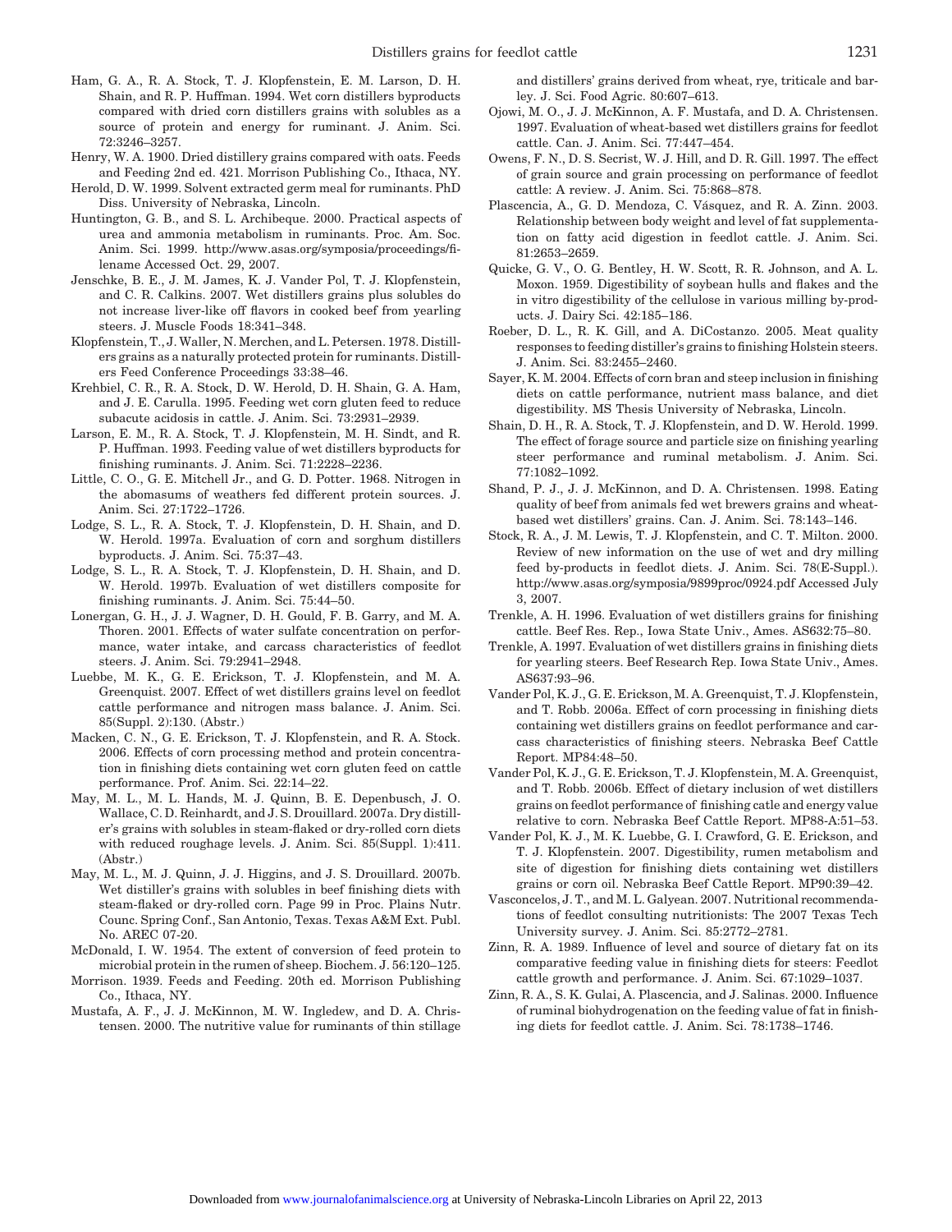Ham, G. A., R. A. Stock, T. J. Klopfenstein, E. M. Larson, D. H. Shain, and R. P. Huffman. 1994. Wet corn distillers byproducts compared with dried corn distillers grains with solubles as a source of protein and energy for ruminant. J. Anim. Sci. 72:3246–3257.

Henry, W. A. 1900. Dried distillery grains compared with oats. Feeds and Feeding 2nd ed. 421. Morrison Publishing Co., Ithaca, NY.

Herold, D. W. 1999. Solvent extracted germ meal for ruminants. PhD Diss. University of Nebraska, Lincoln.

Huntington, G. B., and S. L. Archibeque. 2000. Practical aspects of urea and ammonia metabolism in ruminants. Proc. Am. Soc. Anim. Sci. 1999. http://www.asas.org/symposia/proceedings/filename Accessed Oct. 29, 2007.

Jenschke, B. E., J. M. James, K. J. Vander Pol, T. J. Klopfenstein, and C. R. Calkins. 2007. Wet distillers grains plus solubles do not increase liver-like off flavors in cooked beef from yearling steers. J. Muscle Foods 18:341–348.

Klopfenstein, T., J. Waller, N. Merchen, and L. Petersen. 1978. Distillers grains as a naturally protected protein for ruminants. Distillers Feed Conference Proceedings 33:38–46.

Krehbiel, C. R., R. A. Stock, D. W. Herold, D. H. Shain, G. A. Ham, and J. E. Carulla. 1995. Feeding wet corn gluten feed to reduce subacute acidosis in cattle. J. Anim. Sci. 73:2931–2939.

Larson, E. M., R. A. Stock, T. J. Klopfenstein, M. H. Sindt, and R. P. Huffman. 1993. Feeding value of wet distillers byproducts for finishing ruminants. J. Anim. Sci. 71:2228–2236.

Little, C. O., G. E. Mitchell Jr., and G. D. Potter. 1968. Nitrogen in the abomasums of weathers fed different protein sources. J. Anim. Sci. 27:1722–1726.

Lodge, S. L., R. A. Stock, T. J. Klopfenstein, D. H. Shain, and D. W. Herold. 1997a. Evaluation of corn and sorghum distillers byproducts. J. Anim. Sci. 75:37–43.

Lodge, S. L., R. A. Stock, T. J. Klopfenstein, D. H. Shain, and D. W. Herold. 1997b. Evaluation of wet distillers composite for finishing ruminants. J. Anim. Sci. 75:44–50.

Lonergan, G. H., J. J. Wagner, D. H. Gould, F. B. Garry, and M. A. Thoren. 2001. Effects of water sulfate concentration on performance, water intake, and carcass characteristics of feedlot steers. J. Anim. Sci. 79:2941–2948.

Luebbe, M. K., G. E. Erickson, T. J. Klopfenstein, and M. A. Greenquist. 2007. Effect of wet distillers grains level on feedlot cattle performance and nitrogen mass balance. J. Anim. Sci. 85(Suppl. 2):130. (Abstr.)

Macken, C. N., G. E. Erickson, T. J. Klopfenstein, and R. A. Stock. 2006. Effects of corn processing method and protein concentration in finishing diets containing wet corn gluten feed on cattle performance. Prof. Anim. Sci. 22:14–22.

May, M. L., M. L. Hands, M. J. Quinn, B. E. Depenbusch, J. O. Wallace, C. D. Reinhardt, and J. S. Drouillard. 2007a. Dry distiller's grains with solubles in steam-flaked or dry-rolled corn diets with reduced roughage levels. J. Anim. Sci. 85(Suppl. 1):411. (Abstr.)

May, M. L., M. J. Quinn, J. J. Higgins, and J. S. Drouillard. 2007b. Wet distiller's grains with solubles in beef finishing diets with steam-flaked or dry-rolled corn. Page 99 in Proc. Plains Nutr. Counc. Spring Conf., San Antonio, Texas. Texas A&M Ext. Publ. No. AREC 07-20.

McDonald, I. W. 1954. The extent of conversion of feed protein to microbial protein in the rumen of sheep. Biochem. J. 56:120–125.

Morrison. 1939. Feeds and Feeding. 20th ed. Morrison Publishing Co., Ithaca, NY.

Mustafa, A. F., J. J. McKinnon, M. W. Ingledew, and D. A. Christensen. 2000. The nutritive value for ruminants of thin stillage and distillers' grains derived from wheat, rye, triticale and barley. J. Sci. Food Agric. 80:607–613.

Ojowi, M. O., J. J. McKinnon, A. F. Mustafa, and D. A. Christensen. 1997. Evaluation of wheat-based wet distillers grains for feedlot cattle. Can. J. Anim. Sci. 77:447–454.

Owens, F. N., D. S. Secrist, W. J. Hill, and D. R. Gill. 1997. The effect of grain source and grain processing on performance of feedlot cattle: A review. J. Anim. Sci. 75:868–878.

Plascencia, A., G. D. Mendoza, C. Vásquez, and R. A. Zinn. 2003. Relationship between body weight and level of fat supplementation on fatty acid digestion in feedlot cattle. J. Anim. Sci. 81:2653–2659.

Quicke, G. V., O. G. Bentley, H. W. Scott, R. R. Johnson, and A. L. Moxon. 1959. Digestibility of soybean hulls and flakes and the in vitro digestibility of the cellulose in various milling by-products. J. Dairy Sci. 42:185–186.

Roeber, D. L., R. K. Gill, and A. DiCostanzo. 2005. Meat quality responses to feeding distiller's grains to finishing Holstein steers. J. Anim. Sci. 83:2455–2460.

Sayer, K. M. 2004. Effects of corn bran and steep inclusion in finishing diets on cattle performance, nutrient mass balance, and diet digestibility. MS Thesis University of Nebraska, Lincoln.

Shain, D. H., R. A. Stock, T. J. Klopfenstein, and D. W. Herold. 1999. The effect of forage source and particle size on finishing yearling steer performance and ruminal metabolism. J. Anim. Sci. 77:1082–1092.

Shand, P. J., J. J. McKinnon, and D. A. Christensen. 1998. Eating quality of beef from animals fed wet brewers grains and wheat-based wet distillers' grains. Can. J. Anim. Sci. 78:143–146.

Stock, R. A., J. M. Lewis, T. J. Klopfenstein, and C. T. Milton. 2000. Review of new information on the use of wet and dry milling feed by-products in feedlot diets. J. Anim. Sci. 78(E-Suppl.). http://www.asas.org/symposia/9899proc/0924.pdf Accessed July 3, 2007.

Trenkle, A. H. 1996. Evaluation of wet distillers grains for finishing cattle. Beef Res. Rep., Iowa State Univ., Ames. AS632:75–80.

Trenkle, A. 1997. Evaluation of wet distillers grains in finishing diets for yearling steers. Beef Research Rep. Iowa State Univ., Ames. AS637:93–96.

Vander Pol, K. J., G. E. Erickson, M. A. Greenquist, T. J. Klopfenstein, and T. Robb. 2006a. Effect of corn processing in finishing diets containing wet distillers grains on feedlot performance and carcass characteristics of finishing steers. Nebraska Beef Cattle Report. MP84:48–50.

Vander Pol, K. J., G. E. Erickson, T. J. Klopfenstein, M. A. Greenquist, and T. Robb. 2006b. Effect of dietary inclusion of wet distillers grains on feedlot performance of finishing catle and energy value relative to corn. Nebraska Beef Cattle Report. MP88-A:51–53.

Vander Pol, K. J., M. K. Luebbe, G. I. Crawford, G. E. Erickson, and T. J. Klopfenstein. 2007. Digestibility, rumen metabolism and site of digestion for finishing diets containing wet distillers grains or corn oil. Nebraska Beef Cattle Report. MP90:39–42.

Vasconcelos, J. T., and M. L. Galyean. 2007. Nutritional recommendations of feedlot consulting nutritionists: The 2007 Texas Tech University survey. J. Anim. Sci. 85:2772–2781.

Zinn, R. A. 1989. Influence of level and source of dietary fat on its comparative feeding value in finishing diets for steers: Feedlot cattle growth and performance. J. Anim. Sci. 67:1029–1037.

Zinn, R. A., S. K. Gulai, A. Plascencia, and J. Salinas. 2000. Influence of ruminal biohydrogenation on the feeding value of fat in finishing diets for feedlot cattle. J. Anim. Sci. 78:1738–1746.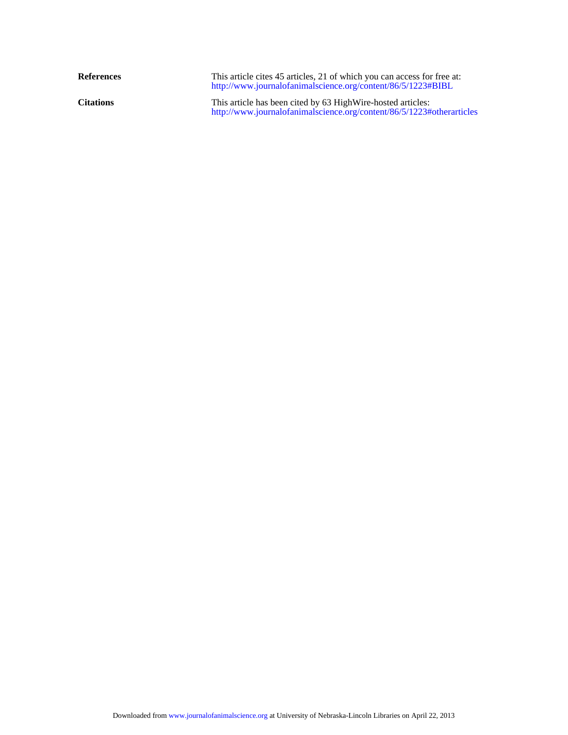| | |
|---|---|
| **References** | This article cites 45 articles, 21 of which you can access for free at: http://www.journalofanimalscience.org/content/86/5/1223#BIBL |
| **Citations** | This article has been cited by 63 HighWire-hosted articles: http://www.journalofanimalscience.org/content/86/5/1223#otherarticles |